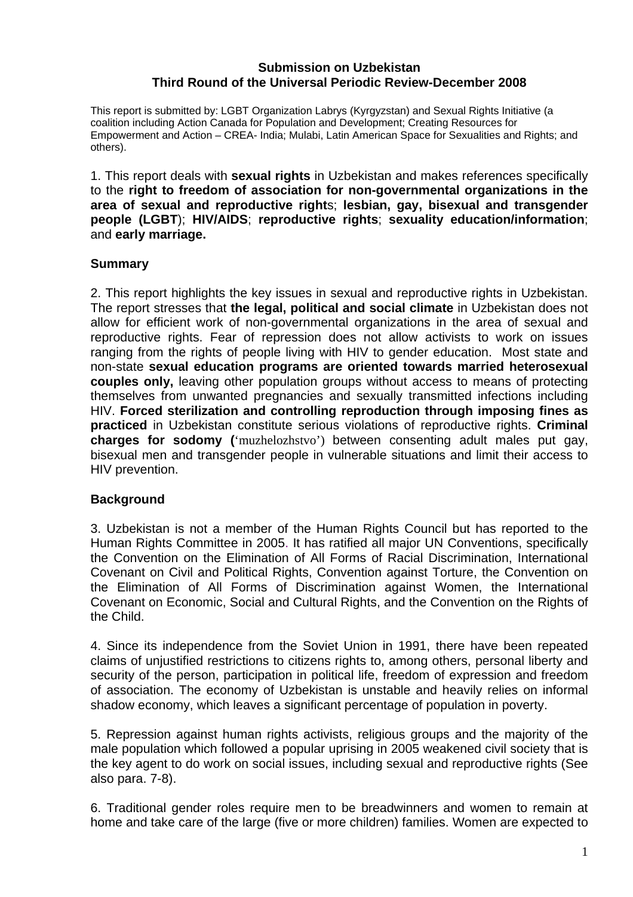**Submission on Uzbekistan**
**Third Round of the Universal Periodic Review-December 2008**

This report is submitted by: LGBT Organization Labrys (Kyrgyzstan) and Sexual Rights Initiative (a coalition including Action Canada for Population and Development; Creating Resources for Empowerment and Action – CREA- India; Mulabi, Latin American Space for Sexualities and Rights; and others).

1. This report deals with **sexual rights** in Uzbekistan and makes references specifically to the **right to freedom of association for non-governmental organizations in the area of sexual and reproductive right**s; **lesbian, gay, bisexual and transgender people (LGBT**); **HIV/AIDS**; **reproductive rights**; **sexuality education/information**; and **early marriage.**

## Summary

2. This report highlights the key issues in sexual and reproductive rights in Uzbekistan. The report stresses that **the legal, political and social climate** in Uzbekistan does not allow for efficient work of non-governmental organizations in the area of sexual and reproductive rights. Fear of repression does not allow activists to work on issues ranging from the rights of people living with HIV to gender education. Most state and non-state **sexual education programs are oriented towards married heterosexual couples only,** leaving other population groups without access to means of protecting themselves from unwanted pregnancies and sexually transmitted infections including HIV. **Forced sterilization and controlling reproduction through imposing fines as practiced** in Uzbekistan constitute serious violations of reproductive rights. **Criminal charges for sodomy (**'muzhelozhstvo') between consenting adult males put gay, bisexual men and transgender people in vulnerable situations and limit their access to HIV prevention.

## Background

3. Uzbekistan is not a member of the Human Rights Council but has reported to the Human Rights Committee in 2005. It has ratified all major UN Conventions, specifically the Convention on the Elimination of All Forms of Racial Discrimination, International Covenant on Civil and Political Rights, Convention against Torture, the Convention on the Elimination of All Forms of Discrimination against Women, the International Covenant on Economic, Social and Cultural Rights, and the Convention on the Rights of the Child.

4. Since its independence from the Soviet Union in 1991, there have been repeated claims of unjustified restrictions to citizens rights to, among others, personal liberty and security of the person, participation in political life, freedom of expression and freedom of association. The economy of Uzbekistan is unstable and heavily relies on informal shadow economy, which leaves a significant percentage of population in poverty.

5. Repression against human rights activists, religious groups and the majority of the male population which followed a popular uprising in 2005 weakened civil society that is the key agent to do work on social issues, including sexual and reproductive rights (See also para. 7-8).

6. Traditional gender roles require men to be breadwinners and women to remain at home and take care of the large (five or more children) families. Women are expected to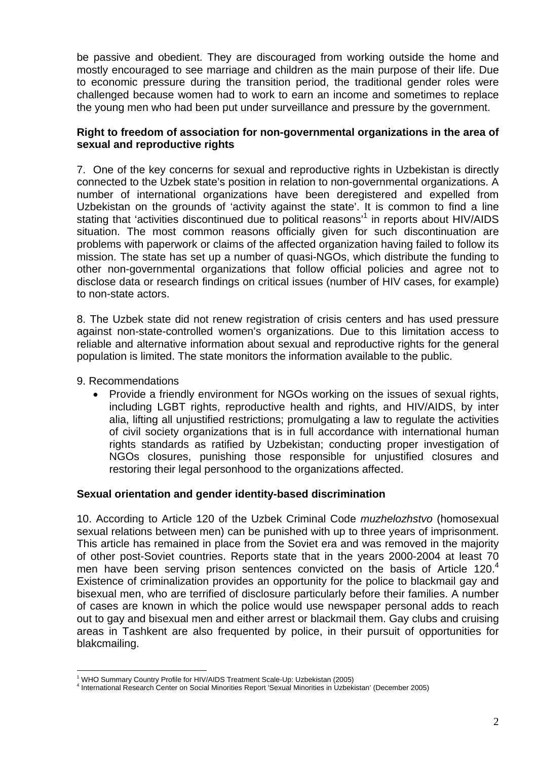be passive and obedient. They are discouraged from working outside the home and mostly encouraged to see marriage and children as the main purpose of their life. Due to economic pressure during the transition period, the traditional gender roles were challenged because women had to work to earn an income and sometimes to replace the young men who had been put under surveillance and pressure by the government.

**Right to freedom of association for non-governmental organizations in the area of sexual and reproductive rights**

7. One of the key concerns for sexual and reproductive rights in Uzbekistan is directly connected to the Uzbek state's position in relation to non-governmental organizations. A number of international organizations have been deregistered and expelled from Uzbekistan on the grounds of 'activity against the state'. It is common to find a line stating that 'activities discontinued due to political reasons'[1] in reports about HIV/AIDS situation. The most common reasons officially given for such discontinuation are problems with paperwork or claims of the affected organization having failed to follow its mission. The state has set up a number of quasi-NGOs, which distribute the funding to other non-governmental organizations that follow official policies and agree not to disclose data or research findings on critical issues (number of HIV cases, for example) to non-state actors.

8. The Uzbek state did not renew registration of crisis centers and has used pressure against non-state-controlled women's organizations. Due to this limitation access to reliable and alternative information about sexual and reproductive rights for the general population is limited. The state monitors the information available to the public.

9. Recommendations

- Provide a friendly environment for NGOs working on the issues of sexual rights, including LGBT rights, reproductive health and rights, and HIV/AIDS, by inter alia, lifting all unjustified restrictions; promulgating a law to regulate the activities of civil society organizations that is in full accordance with international human rights standards as ratified by Uzbekistan; conducting proper investigation of NGOs closures, punishing those responsible for unjustified closures and restoring their legal personhood to the organizations affected.

**Sexual orientation and gender identity-based discrimination**

10. According to Article 120 of the Uzbek Criminal Code *muzhelozhstvo* (homosexual sexual relations between men) can be punished with up to three years of imprisonment. This article has remained in place from the Soviet era and was removed in the majority of other post-Soviet countries. Reports state that in the years 2000-2004 at least 70 men have been serving prison sentences convicted on the basis of Article 120.[4] Existence of criminalization provides an opportunity for the police to blackmail gay and bisexual men, who are terrified of disclosure particularly before their families. A number of cases are known in which the police would use newspaper personal adds to reach out to gay and bisexual men and either arrest or blackmail them. Gay clubs and cruising areas in Tashkent are also frequented by police, in their pursuit of opportunities for blakcmailing.

[1] WHO Summary Country Profile for HIV/AIDS Treatment Scale-Up: Uzbekistan (2005)

[4] International Research Center on Social Minorities Report 'Sexual Minorities in Uzbekistan' (December 2005)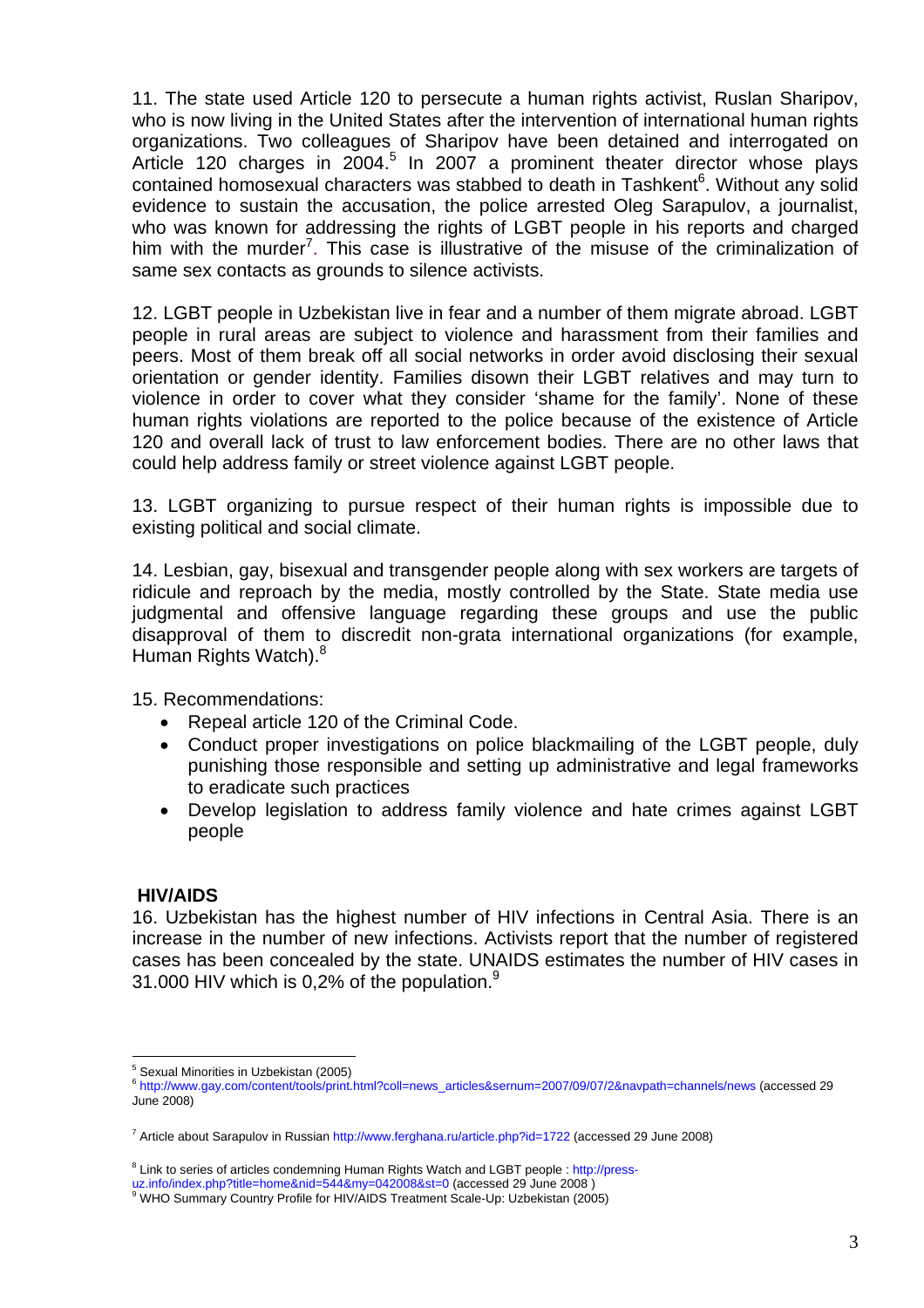11. The state used Article 120 to persecute a human rights activist, Ruslan Sharipov, who is now living in the United States after the intervention of international human rights organizations. Two colleagues of Sharipov have been detained and interrogated on Article 120 charges in 2004.[5] In 2007 a prominent theater director whose plays contained homosexual characters was stabbed to death in Tashkent[6]. Without any solid evidence to sustain the accusation, the police arrested Oleg Sarapulov, a journalist, who was known for addressing the rights of LGBT people in his reports and charged him with the murder[7]. This case is illustrative of the misuse of the criminalization of same sex contacts as grounds to silence activists.

12. LGBT people in Uzbekistan live in fear and a number of them migrate abroad. LGBT people in rural areas are subject to violence and harassment from their families and peers. Most of them break off all social networks in order avoid disclosing their sexual orientation or gender identity. Families disown their LGBT relatives and may turn to violence in order to cover what they consider 'shame for the family'. None of these human rights violations are reported to the police because of the existence of Article 120 and overall lack of trust to law enforcement bodies. There are no other laws that could help address family or street violence against LGBT people.

13. LGBT organizing to pursue respect of their human rights is impossible due to existing political and social climate.

14. Lesbian, gay, bisexual and transgender people along with sex workers are targets of ridicule and reproach by the media, mostly controlled by the State. State media use judgmental and offensive language regarding these groups and use the public disapproval of them to discredit non-grata international organizations (for example, Human Rights Watch).[8]

15. Recommendations:

- Repeal article 120 of the Criminal Code.
- Conduct proper investigations on police blackmailing of the LGBT people, duly punishing those responsible and setting up administrative and legal frameworks to eradicate such practices
- Develop legislation to address family violence and hate crimes against LGBT people

**HIV/AIDS**

16. Uzbekistan has the highest number of HIV infections in Central Asia. There is an increase in the number of new infections. Activists report that the number of registered cases has been concealed by the state. UNAIDS estimates the number of HIV cases in 31.000 HIV which is 0,2% of the population.[9]

---

[5] Sexual Minorities in Uzbekistan (2005)

[6] http://www.gay.com/content/tools/print.html?coll=news_articles&sernum=2007/09/07/2&navpath=channels/news (accessed 29 June 2008)

[7] Article about Sarapulov in Russian http://www.ferghana.ru/article.php?id=1722 (accessed 29 June 2008)

[8] Link to series of articles condemning Human Rights Watch and LGBT people : http://press-uz.info/index.php?title=home&nid=544&my=042008&st=0 (accessed 29 June 2008 )

[9] WHO Summary Country Profile for HIV/AIDS Treatment Scale-Up: Uzbekistan (2005)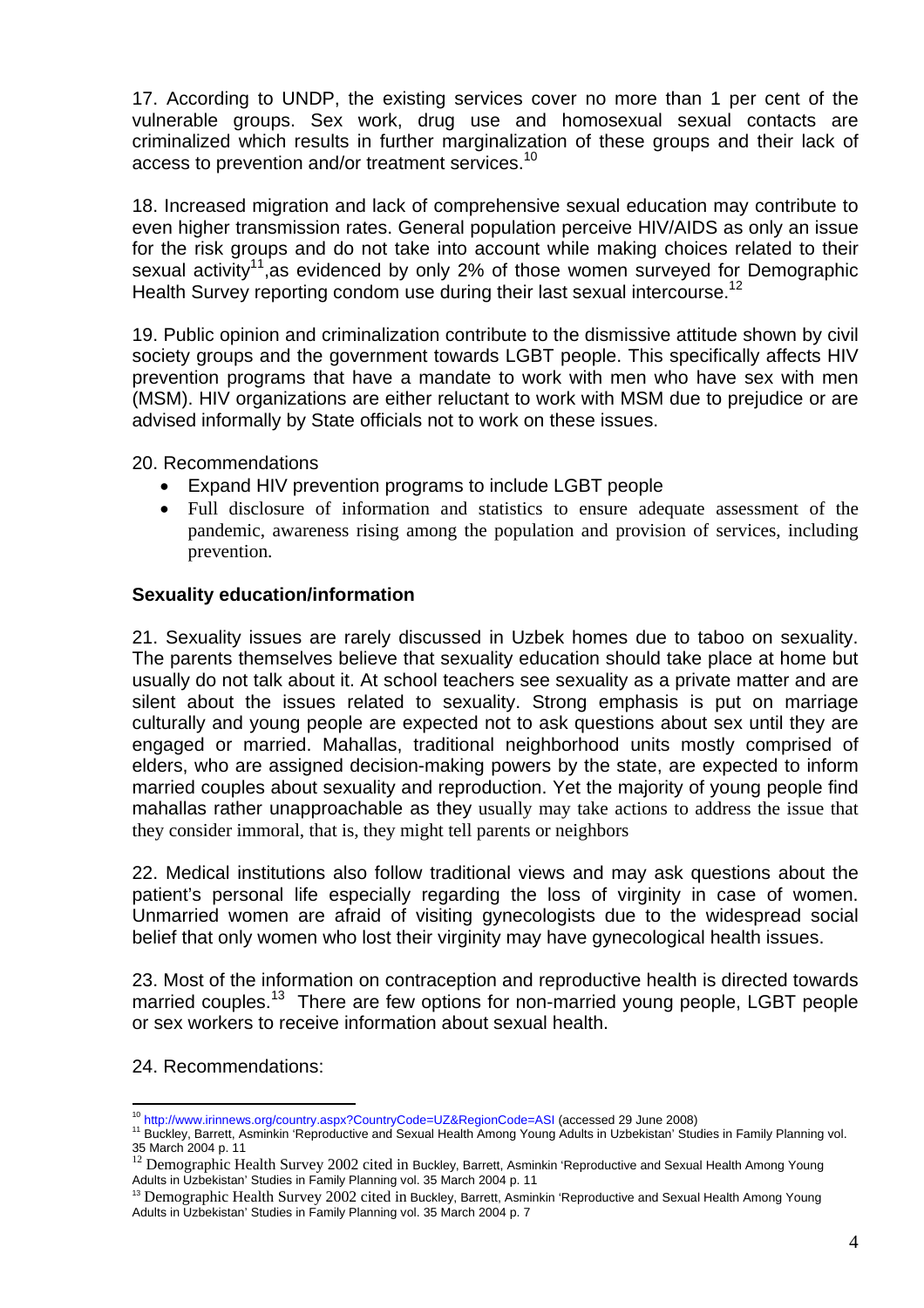17. According to UNDP, the existing services cover no more than 1 per cent of the vulnerable groups. Sex work, drug use and homosexual sexual contacts are criminalized which results in further marginalization of these groups and their lack of access to prevention and/or treatment services.[10]

18. Increased migration and lack of comprehensive sexual education may contribute to even higher transmission rates. General population perceive HIV/AIDS as only an issue for the risk groups and do not take into account while making choices related to their sexual activity[11],as evidenced by only 2% of those women surveyed for Demographic Health Survey reporting condom use during their last sexual intercourse.[12]

19. Public opinion and criminalization contribute to the dismissive attitude shown by civil society groups and the government towards LGBT people. This specifically affects HIV prevention programs that have a mandate to work with men who have sex with men (MSM). HIV organizations are either reluctant to work with MSM due to prejudice or are advised informally by State officials not to work on these issues.

20. Recommendations

- Expand HIV prevention programs to include LGBT people
- Full disclosure of information and statistics to ensure adequate assessment of the pandemic, awareness rising among the population and provision of services, including prevention.

**Sexuality education/information**

21. Sexuality issues are rarely discussed in Uzbek homes due to taboo on sexuality. The parents themselves believe that sexuality education should take place at home but usually do not talk about it. At school teachers see sexuality as a private matter and are silent about the issues related to sexuality. Strong emphasis is put on marriage culturally and young people are expected not to ask questions about sex until they are engaged or married. Mahallas, traditional neighborhood units mostly comprised of elders, who are assigned decision-making powers by the state, are expected to inform married couples about sexuality and reproduction. Yet the majority of young people find mahallas rather unapproachable as they usually may take actions to address the issue that they consider immoral, that is, they might tell parents or neighbors

22. Medical institutions also follow traditional views and may ask questions about the patient's personal life especially regarding the loss of virginity in case of women. Unmarried women are afraid of visiting gynecologists due to the widespread social belief that only women who lost their virginity may have gynecological health issues.

23. Most of the information on contraception and reproductive health is directed towards married couples.[13] There are few options for non-married young people, LGBT people or sex workers to receive information about sexual health.

24. Recommendations:

---

[10] http://www.irinnews.org/country.aspx?CountryCode=UZ&RegionCode=ASI (accessed 29 June 2008)

[11] Buckley, Barrett, Asminkin 'Reproductive and Sexual Health Among Young Adults in Uzbekistan' Studies in Family Planning vol. 35 March 2004 p. 11

[12] Demographic Health Survey 2002 cited in Buckley, Barrett, Asminkin 'Reproductive and Sexual Health Among Young Adults in Uzbekistan' Studies in Family Planning vol. 35 March 2004 p. 11

[13] Demographic Health Survey 2002 cited in Buckley, Barrett, Asminkin 'Reproductive and Sexual Health Among Young Adults in Uzbekistan' Studies in Family Planning vol. 35 March 2004 p. 7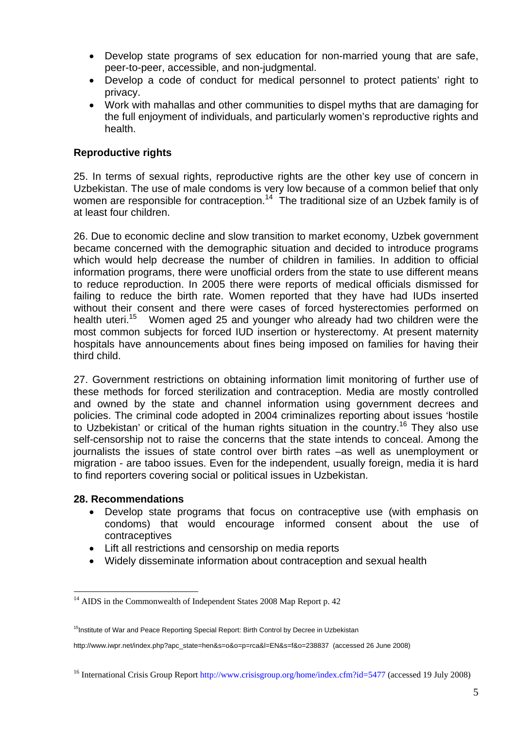- Develop state programs of sex education for non-married young that are safe, peer-to-peer, accessible, and non-judgmental.
- Develop a code of conduct for medical personnel to protect patients' right to privacy.
- Work with mahallas and other communities to dispel myths that are damaging for the full enjoyment of individuals, and particularly women's reproductive rights and health.

**Reproductive rights**

25. In terms of sexual rights, reproductive rights are the other key use of concern in Uzbekistan. The use of male condoms is very low because of a common belief that only women are responsible for contraception.[14] The traditional size of an Uzbek family is of at least four children.

26. Due to economic decline and slow transition to market economy, Uzbek government became concerned with the demographic situation and decided to introduce programs which would help decrease the number of children in families. In addition to official information programs, there were unofficial orders from the state to use different means to reduce reproduction. In 2005 there were reports of medical officials dismissed for failing to reduce the birth rate. Women reported that they have had IUDs inserted without their consent and there were cases of forced hysterectomies performed on health uteri.[15] Women aged 25 and younger who already had two children were the most common subjects for forced IUD insertion or hysterectomy. At present maternity hospitals have announcements about fines being imposed on families for having their third child.

27. Government restrictions on obtaining information limit monitoring of further use of these methods for forced sterilization and contraception. Media are mostly controlled and owned by the state and channel information using government decrees and policies. The criminal code adopted in 2004 criminalizes reporting about issues 'hostile to Uzbekistan' or critical of the human rights situation in the country.[16] They also use self-censorship not to raise the concerns that the state intends to conceal. Among the journalists the issues of state control over birth rates –as well as unemployment or migration - are taboo issues. Even for the independent, usually foreign, media it is hard to find reporters covering social or political issues in Uzbekistan.

**28. Recommendations**

- Develop state programs that focus on contraceptive use (with emphasis on condoms) that would encourage informed consent about the use of contraceptives
- Lift all restrictions and censorship on media reports
- Widely disseminate information about contraception and sexual health

---

[14] AIDS in the Commonwealth of Independent States 2008 Map Report p. 42

[15] Institute of War and Peace Reporting Special Report: Birth Control by Decree in Uzbekistan

http://www.iwpr.net/index.php?apc_state=hen&s=o&o=p=rca&l=EN&s=f&o=238837 (accessed 26 June 2008)

[16] International Crisis Group Report http://www.crisisgroup.org/home/index.cfm?id=5477 (accessed 19 July 2008)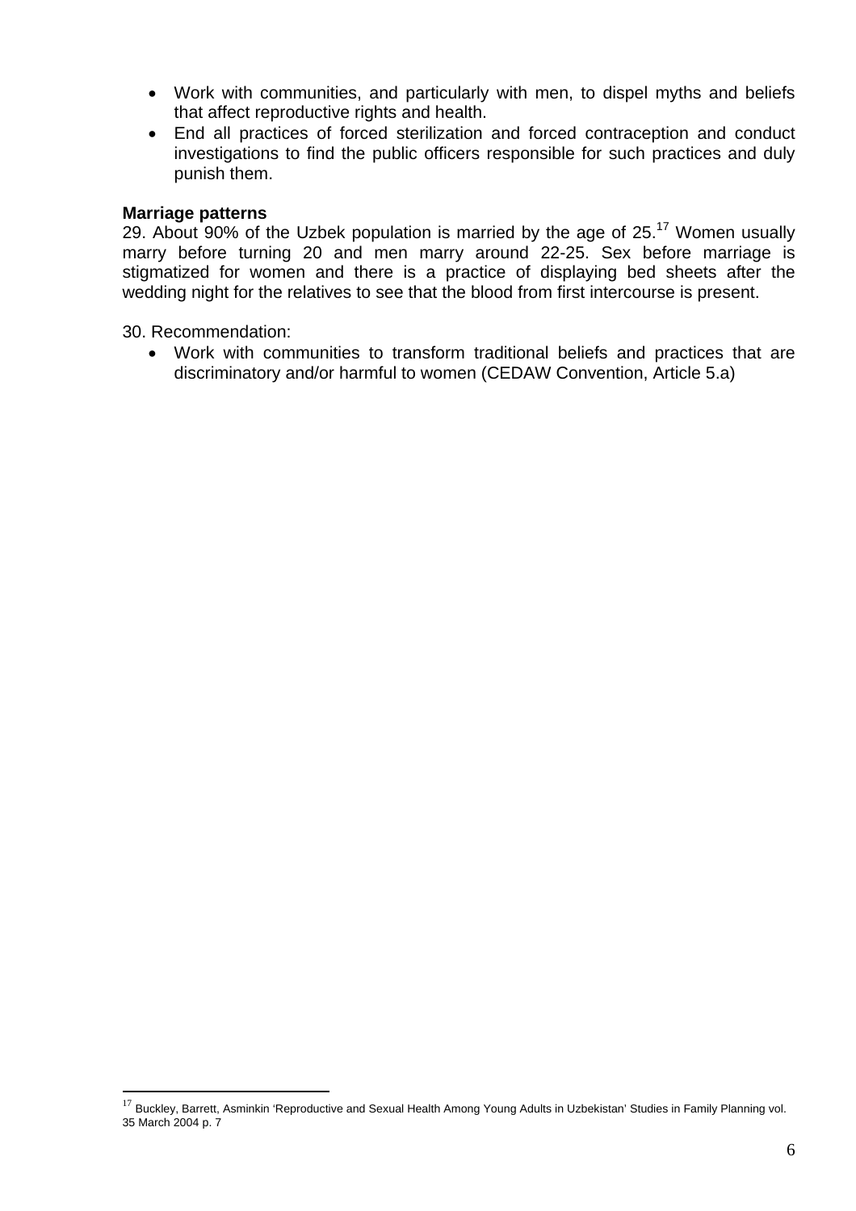- Work with communities, and particularly with men, to dispel myths and beliefs that affect reproductive rights and health.
- End all practices of forced sterilization and forced contraception and conduct investigations to find the public officers responsible for such practices and duly punish them.

**Marriage patterns**

29. About 90% of the Uzbek population is married by the age of 25.[17] Women usually marry before turning 20 and men marry around 22-25. Sex before marriage is stigmatized for women and there is a practice of displaying bed sheets after the wedding night for the relatives to see that the blood from first intercourse is present.

30. Recommendation:

- Work with communities to transform traditional beliefs and practices that are discriminatory and/or harmful to women (CEDAW Convention, Article 5.a)

---

[17] Buckley, Barrett, Asminkin 'Reproductive and Sexual Health Among Young Adults in Uzbekistan' Studies in Family Planning vol. 35 March 2004 p. 7